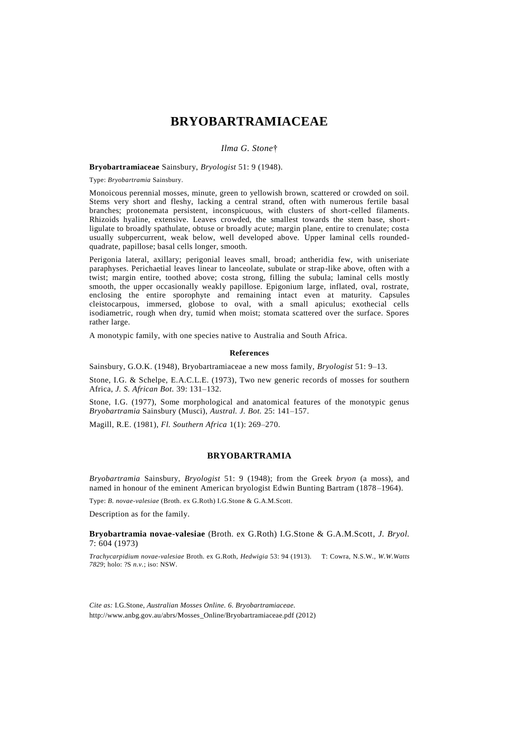# BRYOBARTRAMIACEAE

*Ilma G. Stone*†

**Bryobartramiaceae** Sainsbury, *Bryologist* 51: 9 (1948).

Type: *Bryobartramia* Sainsbury.

Monoicous perennial mosses, minute, green to yellowish brown, scattered or crowded on soil. Stems very short and fleshy, lacking a central strand, often with numerous fertile basal branches; protonemata persistent, inconspicuous, with clusters of short-celled filaments. Rhizoids hyaline, extensive. Leaves crowded, the smallest towards the stem base, short-ligulate to broadly spathulate, obtuse or broadly acute; margin plane, entire to crenulate; costa usually subpercurrent, weak below, well developed above. Upper laminal cells rounded-quadrate, papillose; basal cells longer, smooth.

Perigonia lateral, axillary; perigonial leaves small, broad; antheridia few, with uniseriate paraphyses. Perichaetial leaves linear to lanceolate, subulate or strap-like above, often with a twist; margin entire, toothed above; costa strong, filling the subula; laminal cells mostly smooth, the upper occasionally weakly papillose. Epigonium large, inflated, oval, rostrate, enclosing the entire sporophyte and remaining intact even at maturity. Capsules cleistocarpous, immersed, globose to oval, with a small apiculus; exothecial cells isodiametric, rough when dry, tumid when moist; stomata scattered over the surface. Spores rather large.

A monotypic family, with one species native to Australia and South Africa.

### References

Sainsbury, G.O.K. (1948), Bryobartramiaceae a new moss family, *Bryologist* 51: 9–13.

Stone, I.G. & Schelpe, E.A.C.L.E. (1973), Two new generic records of mosses for southern Africa, *J. S. African Bot.* 39: 131–132.

Stone, I.G. (1977), Some morphological and anatomical features of the monotypic genus *Bryobartramia* Sainsbury (Musci), *Austral. J. Bot.* 25: 141–157.

Magill, R.E. (1981), *Fl. Southern Africa* 1(1): 269–270.

## BRYOBARTRAMIA

*Bryobartramia* Sainsbury, *Bryologist* 51: 9 (1948); from the Greek *bryon* (a moss), and named in honour of the eminent American bryologist Edwin Bunting Bartram (1878–1964).

Type: *B. novae-valesiae* (Broth. ex G.Roth) I.G.Stone & G.A.M.Scott.

Description as for the family.

**Bryobartramia novae-valesiae** (Broth. ex G.Roth) I.G.Stone & G.A.M.Scott, *J. Bryol.* 7: 604 (1973)

*Trachycarpidium novae-valesiae* Broth. ex G.Roth, *Hedwigia* 53: 94 (1913). T: Cowra, N.S.W., *W.W.Watts 7829*; holo: ?S *n.v.*; iso: NSW.

*Cite as:* I.G.Stone, *Australian Mosses Online. 6. Bryobartramiaceae.* http://www.anbg.gov.au/abrs/Mosses_Online/Bryobartramiaceae.pdf (2012)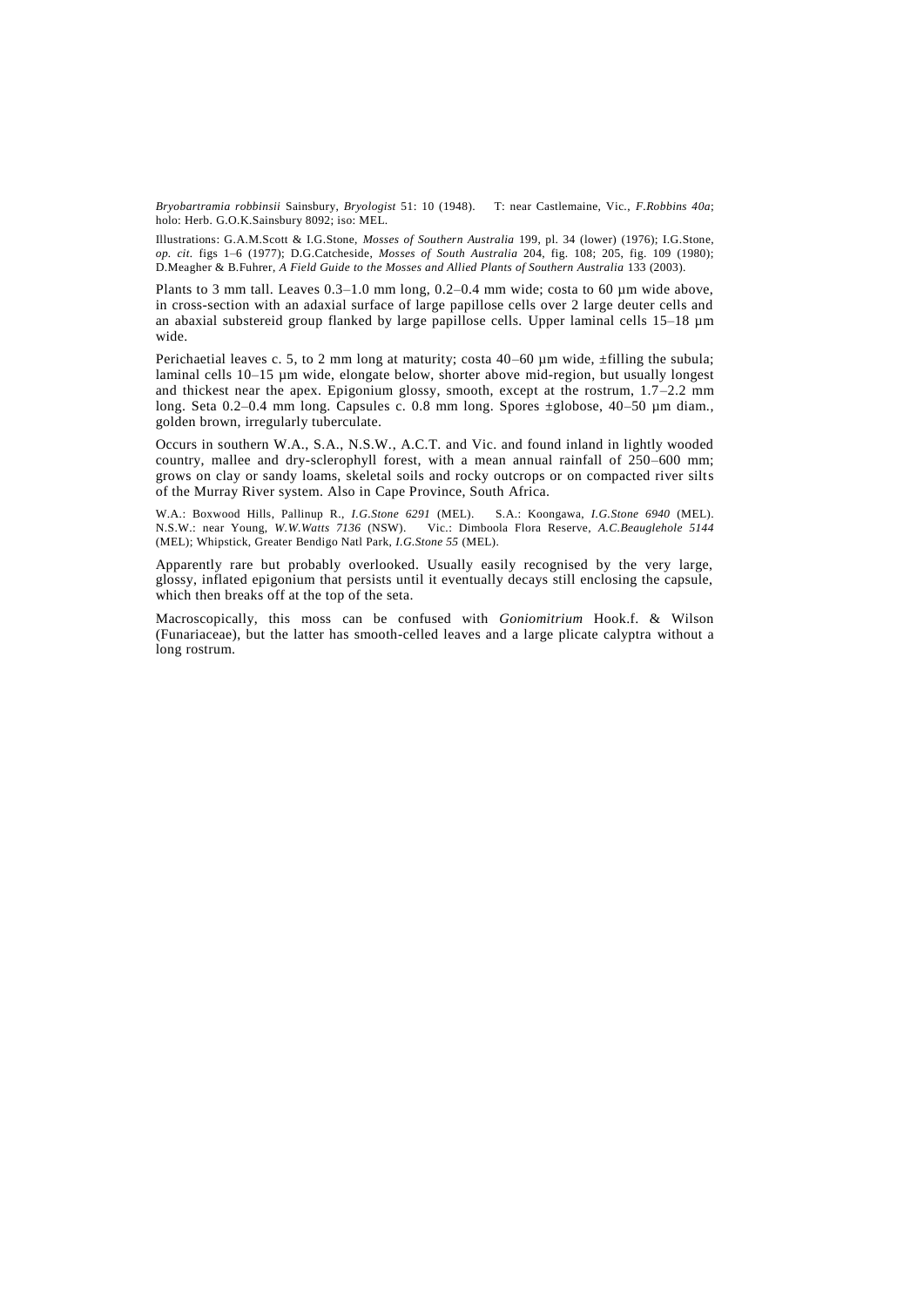*Bryobartramia robbinsii* Sainsbury, *Bryologist* 51: 10 (1948). T: near Castlemaine, Vic., *F.Robbins 40a*; holo: Herb. G.O.K.Sainsbury 8092; iso: MEL.

Illustrations: G.A.M.Scott & I.G.Stone, *Mosses of Southern Australia* 199, pl. 34 (lower) (1976); I.G.Stone, *op. cit.* figs 1–6 (1977); D.G.Catcheside, *Mosses of South Australia* 204, fig. 108; 205, fig. 109 (1980); D.Meagher & B.Fuhrer, *A Field Guide to the Mosses and Allied Plants of Southern Australia* 133 (2003).

Plants to 3 mm tall. Leaves 0.3–1.0 mm long, 0.2–0.4 mm wide; costa to 60 µm wide above, in cross-section with an adaxial surface of large papillose cells over 2 large deuter cells and an abaxial substereid group flanked by large papillose cells. Upper laminal cells 15–18 µm wide.

Perichaetial leaves c. 5, to 2 mm long at maturity; costa 40–60 µm wide, ±filling the subula; laminal cells 10–15 µm wide, elongate below, shorter above mid-region, but usually longest and thickest near the apex. Epigonium glossy, smooth, except at the rostrum, 1.7–2.2 mm long. Seta 0.2–0.4 mm long. Capsules c. 0.8 mm long. Spores ±globose, 40–50 µm diam., golden brown, irregularly tuberculate.

Occurs in southern W.A., S.A., N.S.W., A.C.T. and Vic. and found inland in lightly wooded country, mallee and dry-sclerophyll forest, with a mean annual rainfall of 250–600 mm; grows on clay or sandy loams, skeletal soils and rocky outcrops or on compacted river silts of the Murray River system. Also in Cape Province, South Africa.

W.A.: Boxwood Hills, Pallinup R., *I.G.Stone 6291* (MEL). S.A.: Koongawa, *I.G.Stone 6940* (MEL). N.S.W.: near Young, *W.W.Watts 7136* (NSW). Vic.: Dimboola Flora Reserve, *A.C.Beauglehole 5144* (MEL); Whipstick, Greater Bendigo Natl Park, *I.G.Stone 55* (MEL).

Apparently rare but probably overlooked. Usually easily recognised by the very large, glossy, inflated epigonium that persists until it eventually decays still enclosing the capsule, which then breaks off at the top of the seta.

Macroscopically, this moss can be confused with *Goniomitrium* Hook.f. & Wilson (Funariaceae), but the latter has smooth-celled leaves and a large plicate calyptra without a long rostrum.